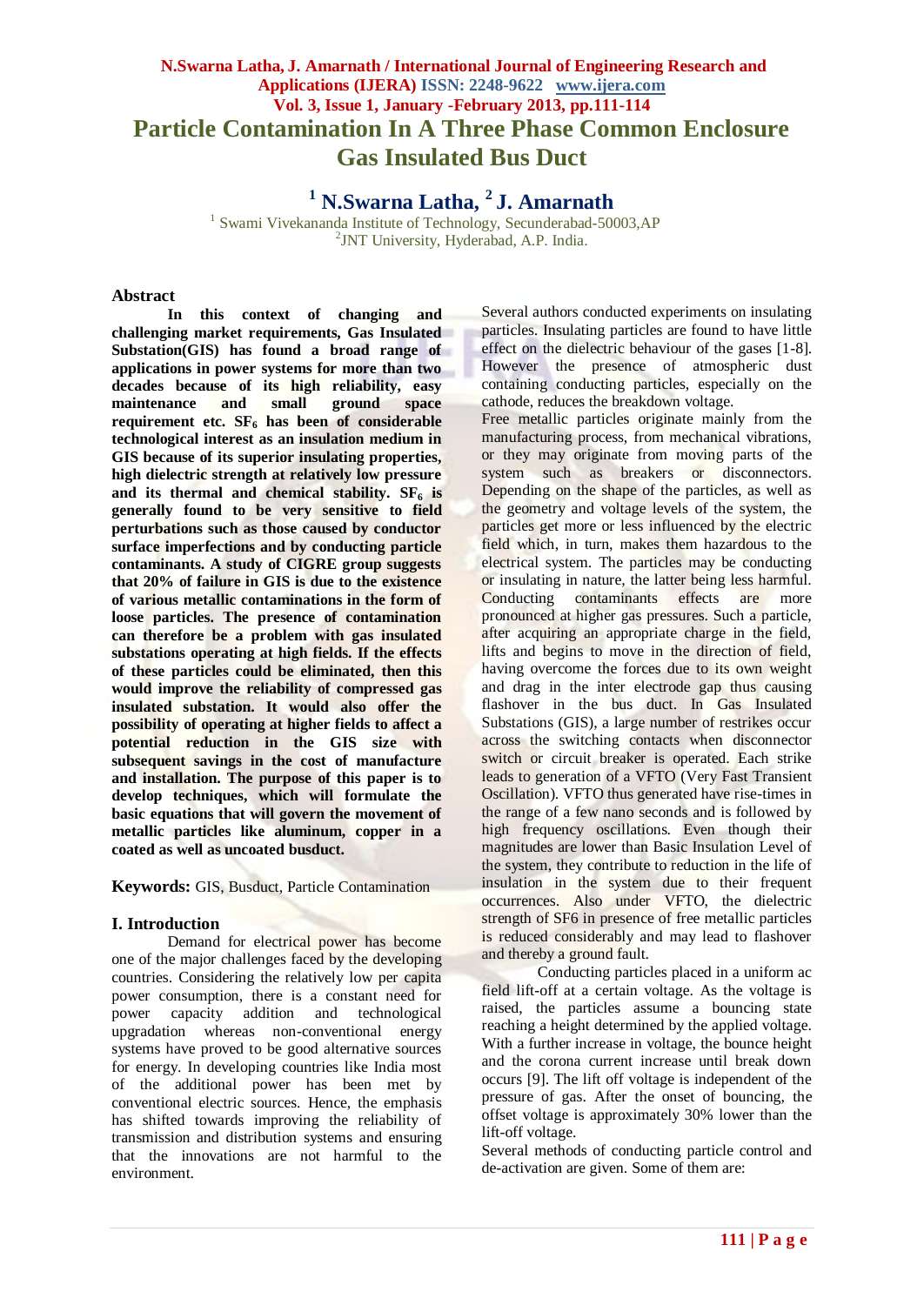# Particle Contamination In A Three Phase Common Enclosure Gas Insulated Bus Duct

**[1] N.Swarna Latha, [2] J. Amarnath**

[1] Swami Vivekananda Institute of Technology, Secunderabad-50003,AP
[2] JNT University, Hyderabad, A.P. India.

## Abstract

**In this context of changing and challenging market requirements, Gas Insulated Substation(GIS) has found a broad range of applications in power systems for more than two decades because of its high reliability, easy maintenance and small ground space requirement etc. $SF_6$ has been of considerable technological interest as an insulation medium in GIS because of its superior insulating properties, high dielectric strength at relatively low pressure and its thermal and chemical stability. $SF_6$ is generally found to be very sensitive to field perturbations such as those caused by conductor surface imperfections and by conducting particle contaminants. A study of CIGRE group suggests that 20% of failure in GIS is due to the existence of various metallic contaminations in the form of loose particles. The presence of contamination can therefore be a problem with gas insulated substations operating at high fields. If the effects of these particles could be eliminated, then this would improve the reliability of compressed gas insulated substation. It would also offer the possibility of operating at higher fields to affect a potential reduction in the GIS size with subsequent savings in the cost of manufacture and installation. The purpose of this paper is to develop techniques, which will formulate the basic equations that will govern the movement of metallic particles like aluminum, copper in a coated as well as uncoated busduct.**

**Keywords:** GIS, Busduct, Particle Contamination

## I. Introduction

Demand for electrical power has become one of the major challenges faced by the developing countries. Considering the relatively low per capita power consumption, there is a constant need for power capacity addition and technological upgradation whereas non-conventional energy systems have proved to be good alternative sources for energy. In developing countries like India most of the additional power has been met by conventional electric sources. Hence, the emphasis has shifted towards improving the reliability of transmission and distribution systems and ensuring that the innovations are not harmful to the environment.

Several authors conducted experiments on insulating particles. Insulating particles are found to have little effect on the dielectric behaviour of the gases [1-8]. However the presence of atmospheric dust containing conducting particles, especially on the cathode, reduces the breakdown voltage.

Free metallic particles originate mainly from the manufacturing process, from mechanical vibrations, or they may originate from moving parts of the system such as breakers or disconnectors. Depending on the shape of the particles, as well as the geometry and voltage levels of the system, the particles get more or less influenced by the electric field which, in turn, makes them hazardous to the electrical system. The particles may be conducting or insulating in nature, the latter being less harmful. Conducting contaminants effects are more pronounced at higher gas pressures. Such a particle, after acquiring an appropriate charge in the field, lifts and begins to move in the direction of field, having overcome the forces due to its own weight and drag in the inter electrode gap thus causing flashover in the bus duct. In Gas Insulated Substations (GIS), a large number of restrikes occur across the switching contacts when disconnector switch or circuit breaker is operated. Each strike leads to generation of a VFTO (Very Fast Transient Oscillation). VFTO thus generated have rise-times in the range of a few nano seconds and is followed by high frequency oscillations. Even though their magnitudes are lower than Basic Insulation Level of the system, they contribute to reduction in the life of insulation in the system due to their frequent occurrences. Also under VFTO, the dielectric strength of SF6 in presence of free metallic particles is reduced considerably and may lead to flashover and thereby a ground fault.

Conducting particles placed in a uniform ac field lift-off at a certain voltage. As the voltage is raised, the particles assume a bouncing state reaching a height determined by the applied voltage. With a further increase in voltage, the bounce height and the corona current increase until break down occurs [9]. The lift off voltage is independent of the pressure of gas. After the onset of bouncing, the offset voltage is approximately 30% lower than the lift-off voltage.

Several methods of conducting particle control and de-activation are given. Some of them are: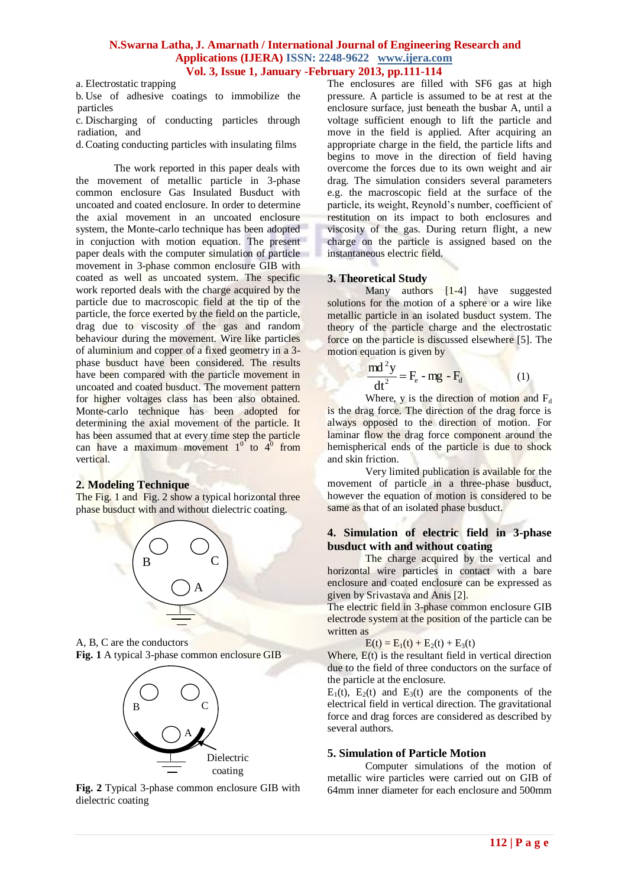a. Electrostatic trapping

b. Use of adhesive coatings to immobilize the particles

c. Discharging of conducting particles through radiation, and

d. Coating conducting particles with insulating films

The work reported in this paper deals with the movement of metallic particle in 3-phase common enclosure Gas Insulated Busduct with uncoated and coated enclosure. In order to determine the axial movement in an uncoated enclosure system, the Monte-carlo technique has been adopted in conjuction with motion equation. The present paper deals with the computer simulation of particle movement in 3-phase common enclosure GIB with coated as well as uncoated system. The specific work reported deals with the charge acquired by the particle due to macroscopic field at the tip of the particle, the force exerted by the field on the particle, drag due to viscosity of the gas and random behaviour during the movement. Wire like particles of aluminium and copper of a fixed geometry in a 3-phase busduct have been considered. The results have been compared with the particle movement in uncoated and coated busduct. The movement pattern for higher voltages class has been also obtained. Monte-carlo technique has been adopted for determining the axial movement of the particle. It has been assumed that at every time step the particle can have a maximum movement $1^0$ to $4^0$ from vertical.

## 2. Modeling Technique

The Fig. 1 and Fig. 2 show a typical horizontal three phase busduct with and without dielectric coating.

A, B, C are the conductors

**Fig. 1** A typical 3-phase common enclosure GIB

Dielectric coating

**Fig. 2** Typical 3-phase common enclosure GIB with dielectric coating

The enclosures are filled with SF6 gas at high pressure. A particle is assumed to be at rest at the enclosure surface, just beneath the busbar A, until a voltage sufficient enough to lift the particle and move in the field is applied. After acquiring an appropriate charge in the field, the particle lifts and begins to move in the direction of field having overcome the forces due to its own weight and air drag. The simulation considers several parameters e.g. the macroscopic field at the surface of the particle, its weight, Reynold's number, coefficient of restitution on its impact to both enclosures and viscosity of the gas. During return flight, a new charge on the particle is assigned based on the instantaneous electric field.

## 3. Theoretical Study

Many authors [1-4] have suggested solutions for the motion of a sphere or a wire like metallic particle in an isolated busduct system. The theory of the particle charge and the electrostatic force on the particle is discussed elsewhere [5]. The motion equation is given by

$$\frac{md^2y}{dt^2} = F_e - mg - F_d \qquad (1)$$

Where, y is the direction of motion and $F_d$ is the drag force. The direction of the drag force is always opposed to the direction of motion. For laminar flow the drag force component around the hemispherical ends of the particle is due to shock and skin friction.

Very limited publication is available for the movement of particle in a three-phase busduct, however the equation of motion is considered to be same as that of an isolated phase busduct.

## 4. Simulation of electric field in 3-phase busduct with and without coating

The charge acquired by the vertical and horizontal wire particles in contact with a bare enclosure and coated enclosure can be expressed as given by Srivastava and Anis [2].

The electric field in 3-phase common enclosure GIB electrode system at the position of the particle can be written as

$$E(t) = E_1(t) + E_2(t) + E_3(t)$$

Where, E(t) is the resultant field in vertical direction due to the field of three conductors on the surface of the particle at the enclosure.

$E_1(t)$, $E_2(t)$ and $E_3(t)$ are the components of the electrical field in vertical direction. The gravitational force and drag forces are considered as described by several authors.

## 5. Simulation of Particle Motion

Computer simulations of the motion of metallic wire particles were carried out on GIB of 64mm inner diameter for each enclosure and 500mm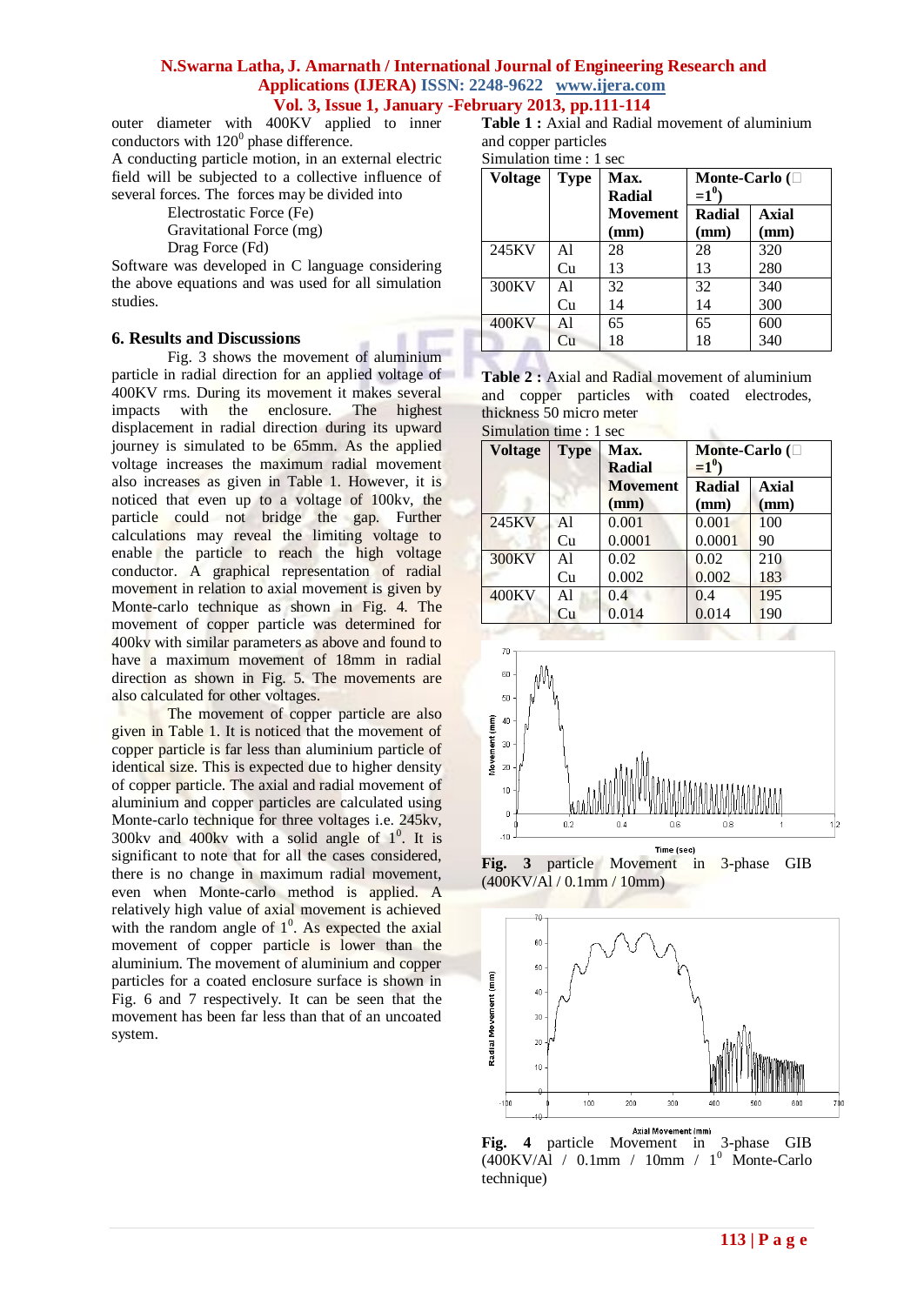outer diameter with 400KV applied to inner conductors with $120^0$ phase difference.

A conducting particle motion, in an external electric field will be subjected to a collective influence of several forces. The forces may be divided into

Electrostatic Force (Fe)

Gravitational Force (mg)

Drag Force (Fd)

Software was developed in C language considering the above equations and was used for all simulation studies.

## 6. Results and Discussions

Fig. 3 shows the movement of aluminium particle in radial direction for an applied voltage of 400KV rms. During its movement it makes several impacts with the enclosure. The highest displacement in radial direction during its upward journey is simulated to be 65mm. As the applied voltage increases the maximum radial movement also increases as given in Table 1. However, it is noticed that even up to a voltage of 100kv, the particle could not bridge the gap. Further calculations may reveal the limiting voltage to enable the particle to reach the high voltage conductor. A graphical representation of radial movement in relation to axial movement is given by Monte-carlo technique as shown in Fig. 4. The movement of copper particle was determined for 400kv with similar parameters as above and found to have a maximum movement of 18mm in radial direction as shown in Fig. 5. The movements are also calculated for other voltages.

The movement of copper particle are also given in Table 1. It is noticed that the movement of copper particle is far less than aluminium particle of identical size. This is expected due to higher density of copper particle. The axial and radial movement of aluminium and copper particles are calculated using Monte-carlo technique for three voltages i.e. 245kv, 300kv and 400kv with a solid angle of $1^0$. It is significant to note that for all the cases considered, there is no change in maximum radial movement, even when Monte-carlo method is applied. A relatively high value of axial movement is achieved with the random angle of $1^0$. As expected the axial movement of copper particle is lower than the aluminium. The movement of aluminium and copper particles for a coated enclosure surface is shown in Fig. 6 and 7 respectively. It can be seen that the movement has been far less than that of an uncoated system.

**Table 1 :** Axial and Radial movement of aluminium and copper particles

Simulation time : 1 sec

| Voltage | Type | Max. Radial Movement (mm) | Monte-Carlo ($\phi = 1^0$) | |
|---|---|---|---|---|
| | | | Radial (mm) | Axial (mm) |
| 245KV | Al | 28 | 28 | 320 |
| | Cu | 13 | 13 | 280 |
| 300KV | Al | 32 | 32 | 340 |
| | Cu | 14 | 14 | 300 |
| 400KV | Al | 65 | 65 | 600 |
| | Cu | 18 | 18 | 340 |

**Table 2 :** Axial and Radial movement of aluminium and copper particles with coated electrodes, thickness 50 micro meter

Simulation time : 1 sec

| Voltage | Type | Max. Radial Movement (mm) | Monte-Carlo ($\phi = 1^0$) | |
|---|---|---|---|---|
| | | | Radial (mm) | Axial (mm) |
| 245KV | Al | 0.001 | 0.001 | 100 |
| | Cu | 0.0001 | 0.0001 | 90 |
| 300KV | Al | 0.02 | 0.02 | 210 |
| | Cu | 0.002 | 0.002 | 183 |
| 400KV | Al | 0.4 | 0.4 | 195 |
| | Cu | 0.014 | 0.014 | 190 |

**Fig. 3** particle Movement in 3-phase GIB (400KV/Al / 0.1mm / 10mm)

**Fig. 4** particle Movement in 3-phase GIB (400KV/Al / 0.1mm / 10mm / $1^0$ Monte-Carlo technique)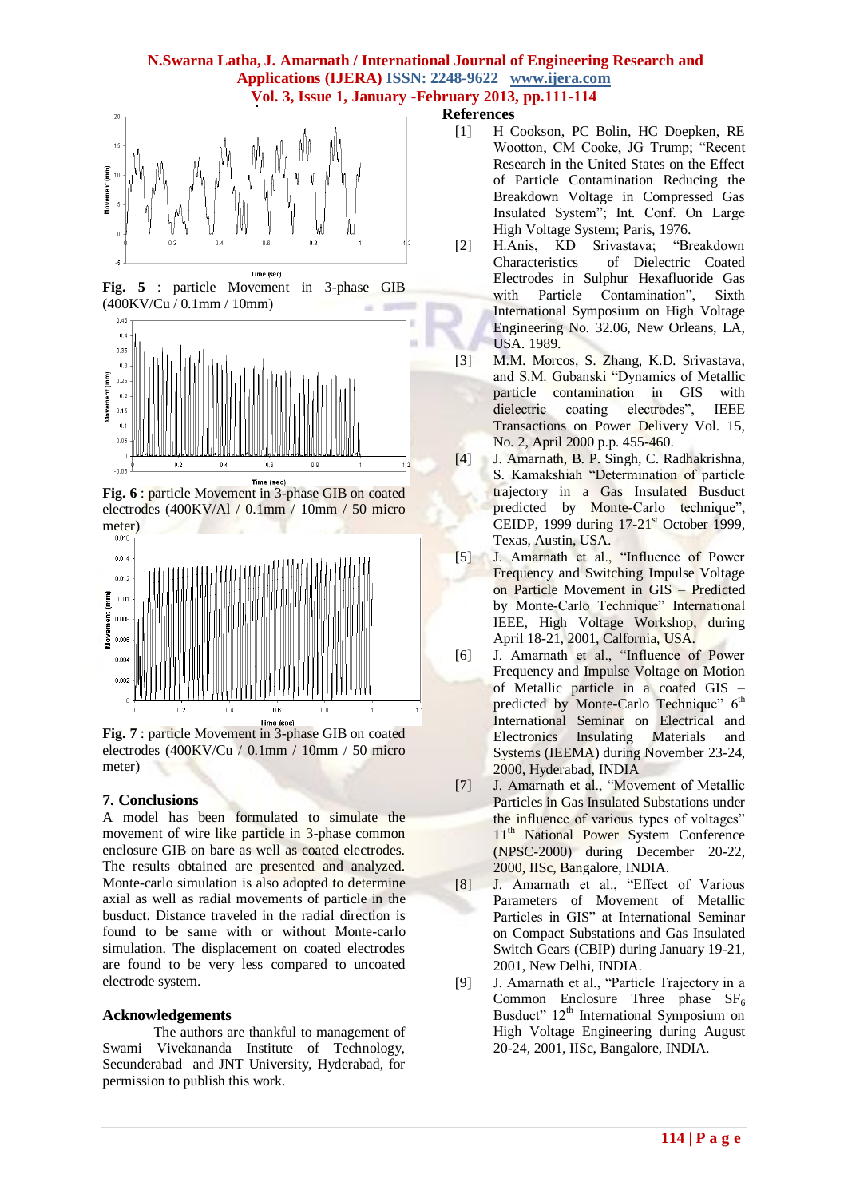20

15

10

5

0

-5

0 0.2 0.4 0.6 0.8 1 1.2

Movement (mm)

Time (sec)

**Fig. 5** : particle Movement in 3-phase GIB (400KV/Cu / 0.1mm / 10mm)

0.45
0.4
0.35
0.3
0.25
0.2
0.15
0.1
0.05
0
-0.05

0 0.2 0.4 0.6 0.8 1 1.2

Movement (mm)

Time (sec)

**Fig. 6** : particle Movement in 3-phase GIB on coated electrodes (400KV/Al / 0.1mm / 10mm / 50 micro meter)

0.016
0.014
0.012
0.01
0.008
0.006
0.004
0.002
0

0 0.2 0.4 0.6 0.8 1 1.2

Movement (mm)

Time (sec)

**Fig. 7** : particle Movement in 3-phase GIB on coated electrodes (400KV/Cu / 0.1mm / 10mm / 50 micro meter)

## 7. Conclusions

A model has been formulated to simulate the movement of wire like particle in 3-phase common enclosure GIB on bare as well as coated electrodes. The results obtained are presented and analyzed. Monte-carlo simulation is also adopted to determine axial as well as radial movements of particle in the busduct. Distance traveled in the radial direction is found to be same with or without Monte-carlo simulation. The displacement on coated electrodes are found to be very less compared to uncoated electrode system.

## Acknowledgements

The authors are thankful to management of Swami Vivekananda Institute of Technology, Secunderabad and JNT University, Hyderabad, for permission to publish this work.

## References

[1] H Cookson, PC Bolin, HC Doepken, RE Wootton, CM Cooke, JG Trump; "Recent Research in the United States on the Effect of Particle Contamination Reducing the Breakdown Voltage in Compressed Gas Insulated System"; Int. Conf. On Large High Voltage System; Paris, 1976.

[2] H.Anis, KD Srivastava; "Breakdown Characteristics of Dielectric Coated Electrodes in Sulphur Hexafluoride Gas with Particle Contamination", Sixth International Symposium on High Voltage Engineering No. 32.06, New Orleans, LA, USA. 1989.

[3] M.M. Morcos, S. Zhang, K.D. Srivastava, and S.M. Gubanski "Dynamics of Metallic particle contamination in GIS with dielectric coating electrodes", IEEE Transactions on Power Delivery Vol. 15, No. 2, April 2000 p.p. 455-460.

[4] J. Amarnath, B. P. Singh, C. Radhakrishna, S. Kamakshiah "Determination of particle trajectory in a Gas Insulated Busduct predicted by Monte-Carlo technique", CEIDP, 1999 during 17-21st October 1999, Texas, Austin, USA.

[5] J. Amarnath et al., "Influence of Power Frequency and Switching Impulse Voltage on Particle Movement in GIS – Predicted by Monte-Carlo Technique" International IEEE, High Voltage Workshop, during April 18-21, 2001, Calfornia, USA.

[6] J. Amarnath et al., "Influence of Power Frequency and Impulse Voltage on Motion of Metallic particle in a coated GIS – predicted by Monte-Carlo Technique" 6th International Seminar on Electrical and Electronics Insulating Materials and Systems (IEEMA) during November 23-24, 2000, Hyderabad, INDIA

[7] J. Amarnath et al., "Movement of Metallic Particles in Gas Insulated Substations under the influence of various types of voltages" 11th National Power System Conference (NPSC-2000) during December 20-22, 2000, IISc, Bangalore, INDIA.

[8] J. Amarnath et al., "Effect of Various Parameters of Movement of Metallic Particles in GIS" at International Seminar on Compact Substations and Gas Insulated Switch Gears (CBIP) during January 19-21, 2001, New Delhi, INDIA.

[9] J. Amarnath et al., "Particle Trajectory in a Common Enclosure Three phase $SF_6$ Busduct" 12th International Symposium on High Voltage Engineering during August 20-24, 2001, IISc, Bangalore, INDIA.